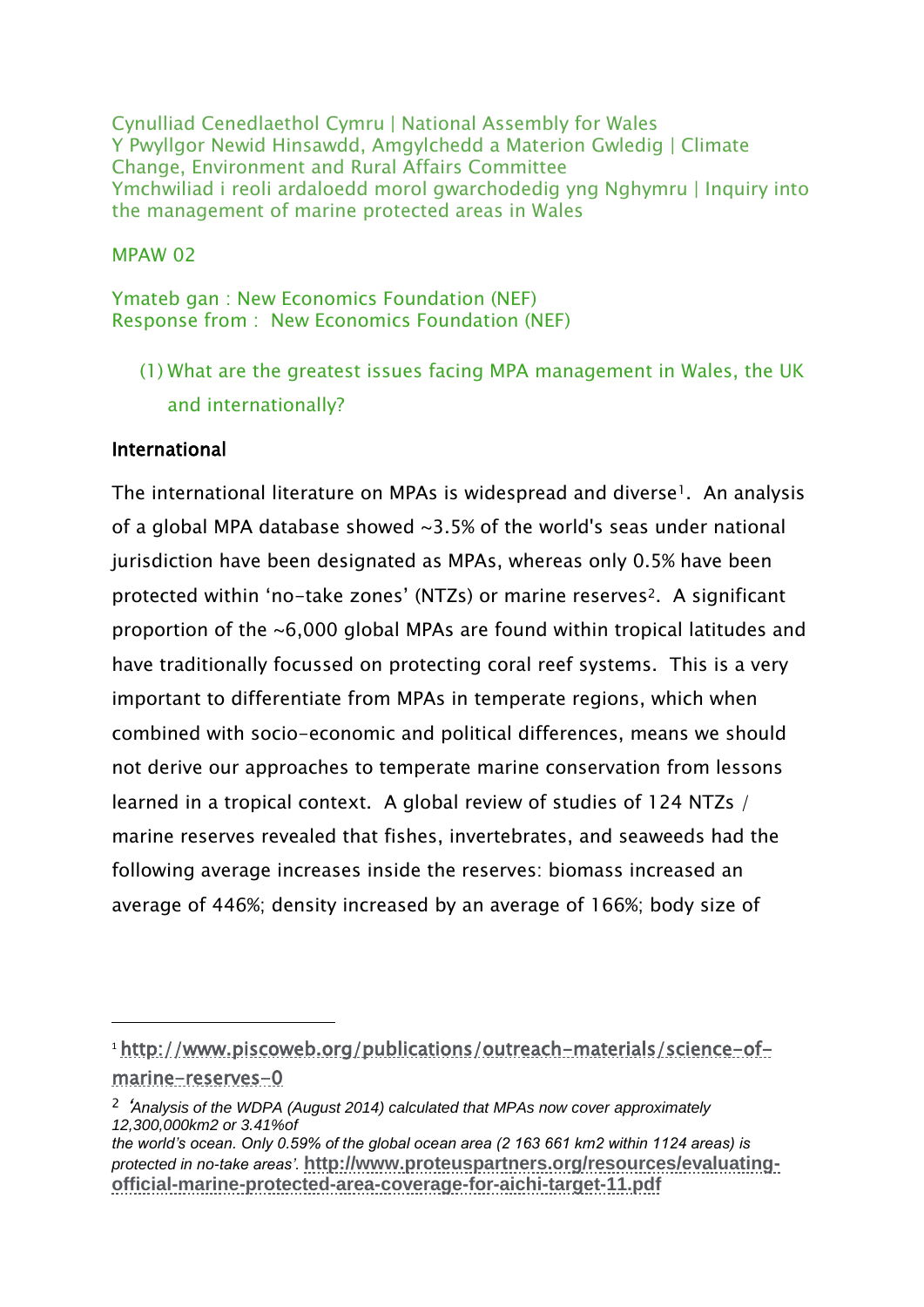Cynulliad Cenedlaethol Cymru | National Assembly for Wales
Y Pwyllgor Newid Hinsawdd, Amgylchedd a Materion Gwledig | Climate Change, Environment and Rural Affairs Committee
Ymchwiliad i reoli ardaloedd morol gwarchodedig yng Nghymru | Inquiry into the management of marine protected areas in Wales

MPAW 02

Ymateb gan : New Economics Foundation (NEF)
Response from : New Economics Foundation (NEF)

(1) What are the greatest issues facing MPA management in Wales, the UK and internationally?

**International**

The international literature on MPAs is widespread and diverse[1]. An analysis of a global MPA database showed ~3.5% of the world's seas under national jurisdiction have been designated as MPAs, whereas only 0.5% have been protected within 'no-take zones' (NTZs) or marine reserves[2]. A significant proportion of the ~6,000 global MPAs are found within tropical latitudes and have traditionally focussed on protecting coral reef systems. This is a very important to differentiate from MPAs in temperate regions, which when combined with socio-economic and political differences, means we should not derive our approaches to temperate marine conservation from lessons learned in a tropical context. A global review of studies of 124 NTZs / marine reserves revealed that fishes, invertebrates, and seaweeds had the following average increases inside the reserves: biomass increased an average of 446%; density increased by an average of 166%; body size of

---

[1] http://www.piscoweb.org/publications/outreach-materials/science-of-marine-reserves-0

[2] '*Analysis of the WDPA (August 2014) calculated that MPAs now cover approximately 12,300,000km2 or 3.41%of the world's ocean. Only 0.59% of the global ocean area (2 163 661 km2 within 1124 areas) is protected in no-take areas'.* http://www.proteuspartners.org/resources/evaluating-official-marine-protected-area-coverage-for-aichi-target-11.pdf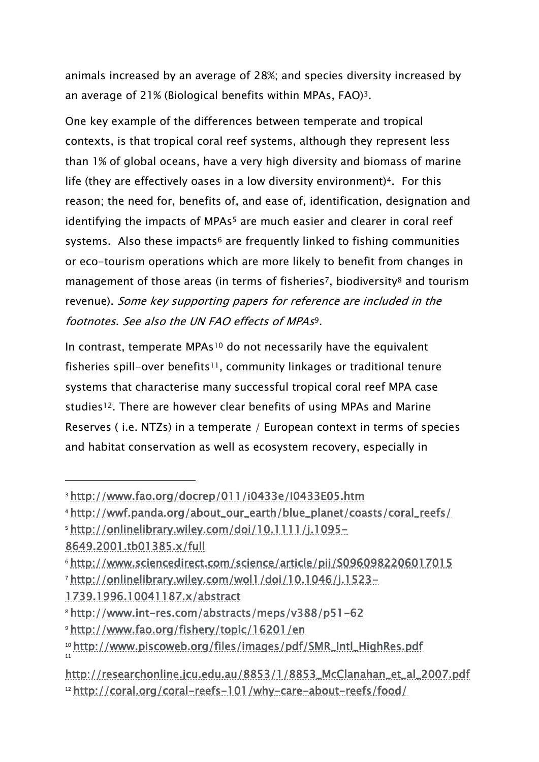animals increased by an average of 28%; and species diversity increased by an average of 21% (Biological benefits within MPAs, FAO)[3].

One key example of the differences between temperate and tropical contexts, is that tropical coral reef systems, although they represent less than 1% of global oceans, have a very high diversity and biomass of marine life (they are effectively oases in a low diversity environment)[4]. For this reason; the need for, benefits of, and ease of, identification, designation and identifying the impacts of MPAs[5] are much easier and clearer in coral reef systems. Also these impacts[6] are frequently linked to fishing communities or eco-tourism operations which are more likely to benefit from changes in management of those areas (in terms of fisheries[7], biodiversity[8] and tourism revenue). *Some key supporting papers for reference are included in the footnotes. See also the UN FAO effects of MPAs*[9].

In contrast, temperate MPAs[10] do not necessarily have the equivalent fisheries spill-over benefits[11], community linkages or traditional tenure systems that characterise many successful tropical coral reef MPA case studies[12]. There are however clear benefits of using MPAs and Marine Reserves ( i.e. NTZs) in a temperate / European context in terms of species and habitat conservation as well as ecosystem recovery, especially in

---

[3] http://www.fao.org/docrep/011/i0433e/I0433E05.htm

[4] http://wwf.panda.org/about_our_earth/blue_planet/coasts/coral_reefs/

[5] http://onlinelibrary.wiley.com/doi/10.1111/j.1095-8649.2001.tb01385.x/full

[6] http://www.sciencedirect.com/science/article/pii/S0960982206017015

[7] http://onlinelibrary.wiley.com/wol1/doi/10.1046/j.1523-1739.1996.10041187.x/abstract

[8] http://www.int-res.com/abstracts/meps/v388/p51-62

[9] http://www.fao.org/fishery/topic/16201/en

[10] http://www.piscoweb.org/files/images/pdf/SMR_Intl_HighRes.pdf

[11] http://researchonline.jcu.edu.au/8853/1/8853_McClanahan_et_al_2007.pdf

[12] http://coral.org/coral-reefs-101/why-care-about-reefs/food/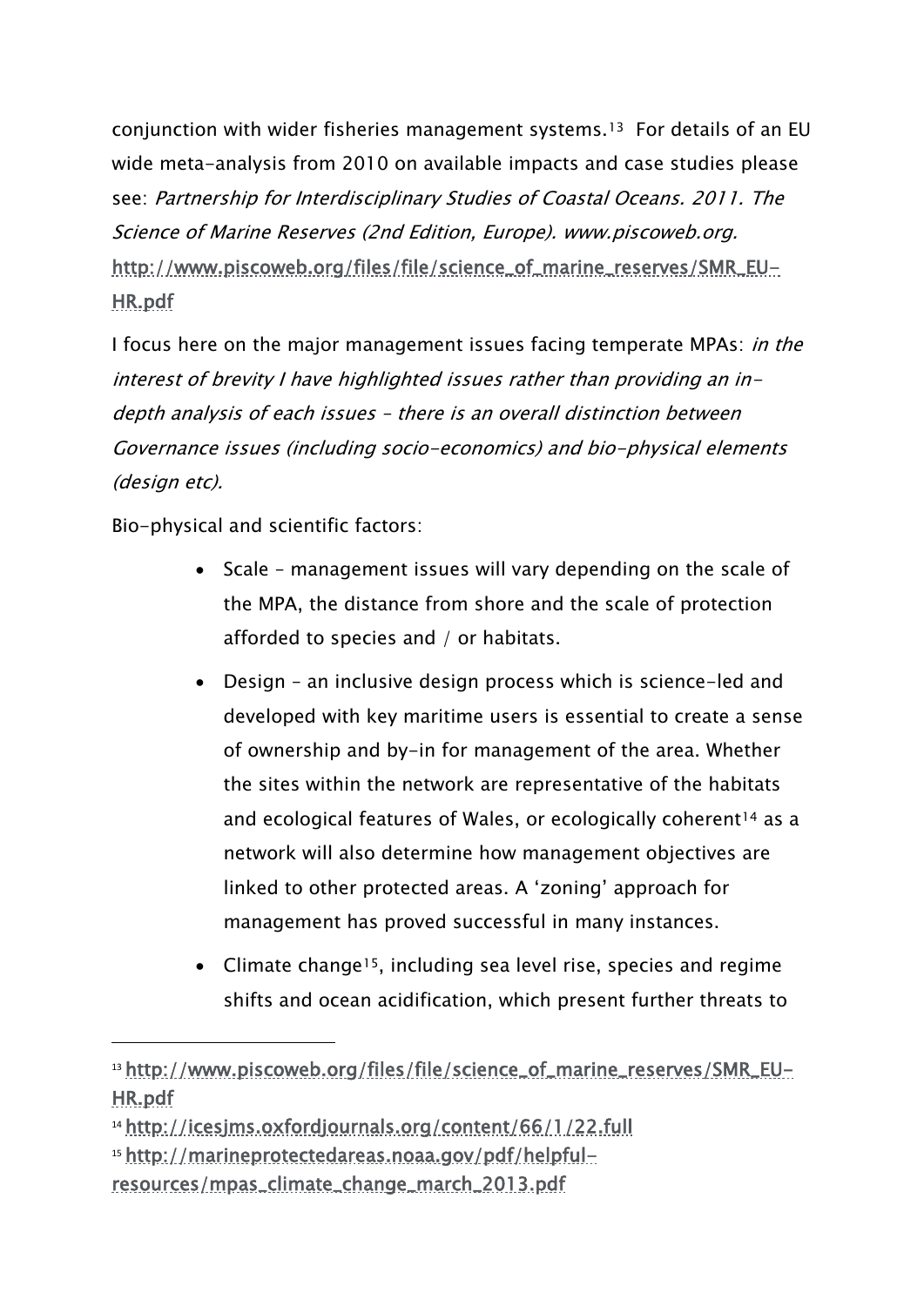conjunction with wider fisheries management systems.[13] For details of an EU wide meta-analysis from 2010 on available impacts and case studies please see: *Partnership for Interdisciplinary Studies of Coastal Oceans. 2011. The Science of Marine Reserves (2nd Edition, Europe). www.piscoweb.org.* http://www.piscoweb.org/files/file/science_of_marine_reserves/SMR_EU-HR.pdf

I focus here on the major management issues facing temperate MPAs: *in the interest of brevity I have highlighted issues rather than providing an in-depth analysis of each issues – there is an overall distinction between Governance issues (including socio-economics) and bio-physical elements (design etc).*

Bio-physical and scientific factors:

- Scale – management issues will vary depending on the scale of the MPA, the distance from shore and the scale of protection afforded to species and / or habitats.
- Design – an inclusive design process which is science-led and developed with key maritime users is essential to create a sense of ownership and by-in for management of the area. Whether the sites within the network are representative of the habitats and ecological features of Wales, or ecologically coherent[14] as a network will also determine how management objectives are linked to other protected areas. A 'zoning' approach for management has proved successful in many instances.
- Climate change[15], including sea level rise, species and regime shifts and ocean acidification, which present further threats to

---

[13] http://www.piscoweb.org/files/file/science_of_marine_reserves/SMR_EU-HR.pdf

[14] http://icesjms.oxfordjournals.org/content/66/1/22.full

[15] http://marineprotectedareas.noaa.gov/pdf/helpful-resources/mpas_climate_change_march_2013.pdf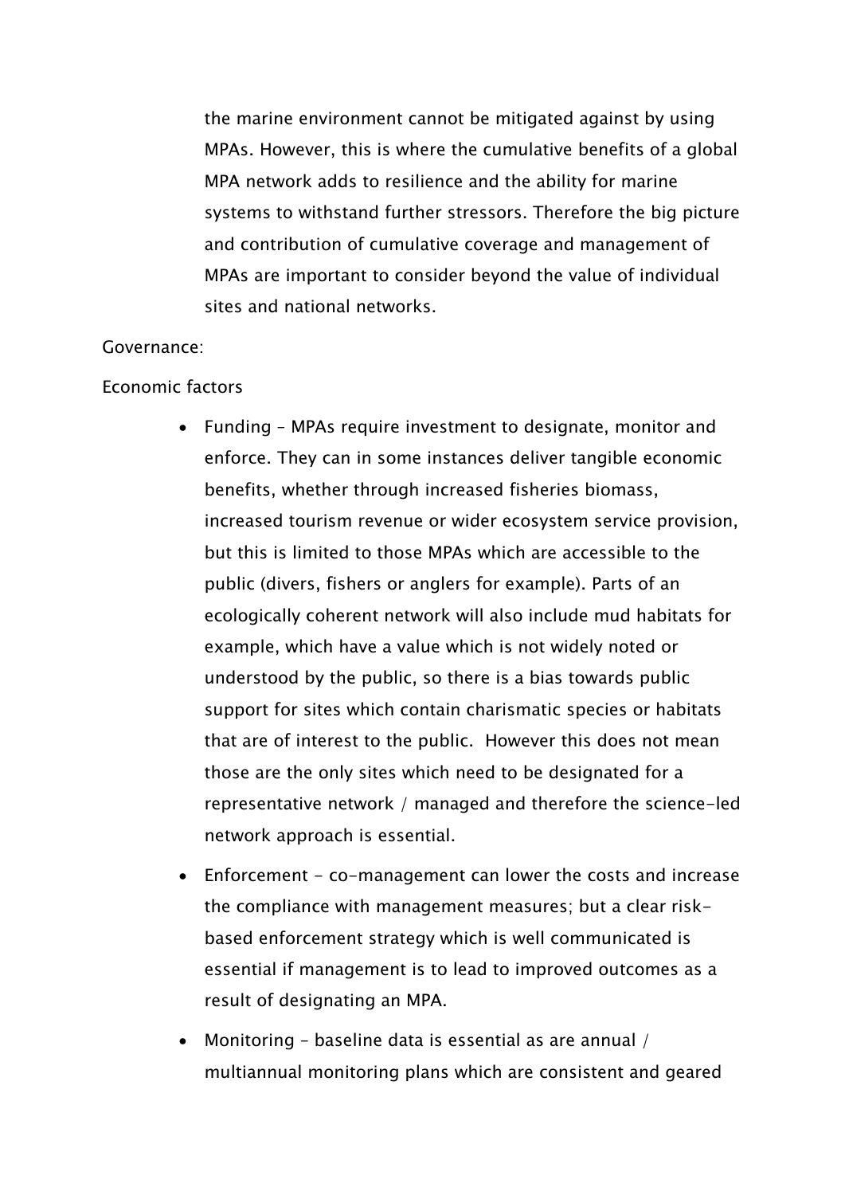the marine environment cannot be mitigated against by using MPAs. However, this is where the cumulative benefits of a global MPA network adds to resilience and the ability for marine systems to withstand further stressors. Therefore the big picture and contribution of cumulative coverage and management of MPAs are important to consider beyond the value of individual sites and national networks.

Governance:

Economic factors

- Funding – MPAs require investment to designate, monitor and enforce. They can in some instances deliver tangible economic benefits, whether through increased fisheries biomass, increased tourism revenue or wider ecosystem service provision, but this is limited to those MPAs which are accessible to the public (divers, fishers or anglers for example). Parts of an ecologically coherent network will also include mud habitats for example, which have a value which is not widely noted or understood by the public, so there is a bias towards public support for sites which contain charismatic species or habitats that are of interest to the public. However this does not mean those are the only sites which need to be designated for a representative network / managed and therefore the science-led network approach is essential.
- Enforcement - co-management can lower the costs and increase the compliance with management measures; but a clear risk-based enforcement strategy which is well communicated is essential if management is to lead to improved outcomes as a result of designating an MPA.
- Monitoring – baseline data is essential as are annual / multiannual monitoring plans which are consistent and geared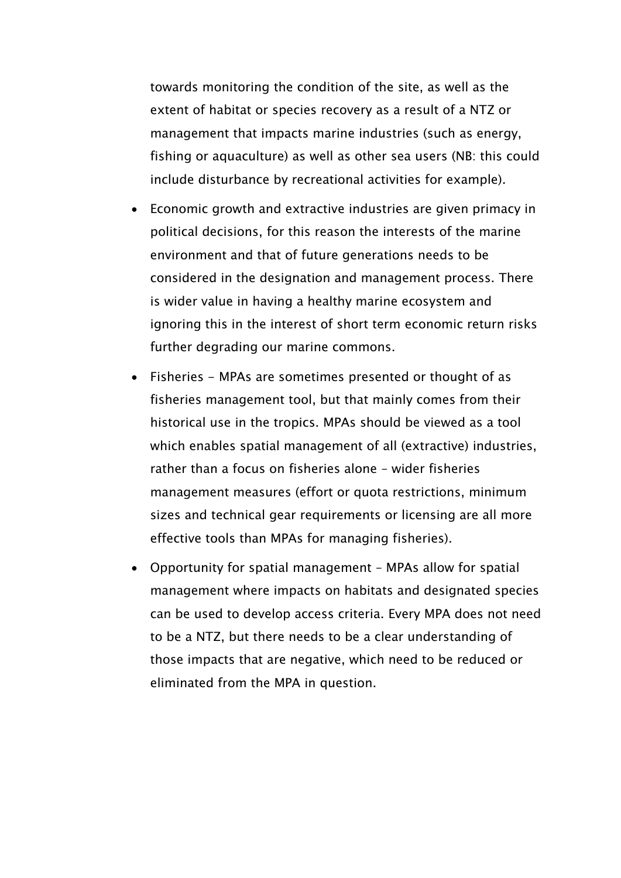towards monitoring the condition of the site, as well as the extent of habitat or species recovery as a result of a NTZ or management that impacts marine industries (such as energy, fishing or aquaculture) as well as other sea users (NB: this could include disturbance by recreational activities for example).

- Economic growth and extractive industries are given primacy in political decisions, for this reason the interests of the marine environment and that of future generations needs to be considered in the designation and management process. There is wider value in having a healthy marine ecosystem and ignoring this in the interest of short term economic return risks further degrading our marine commons.
- Fisheries - MPAs are sometimes presented or thought of as fisheries management tool, but that mainly comes from their historical use in the tropics. MPAs should be viewed as a tool which enables spatial management of all (extractive) industries, rather than a focus on fisheries alone – wider fisheries management measures (effort or quota restrictions, minimum sizes and technical gear requirements or licensing are all more effective tools than MPAs for managing fisheries).
- Opportunity for spatial management – MPAs allow for spatial management where impacts on habitats and designated species can be used to develop access criteria. Every MPA does not need to be a NTZ, but there needs to be a clear understanding of those impacts that are negative, which need to be reduced or eliminated from the MPA in question.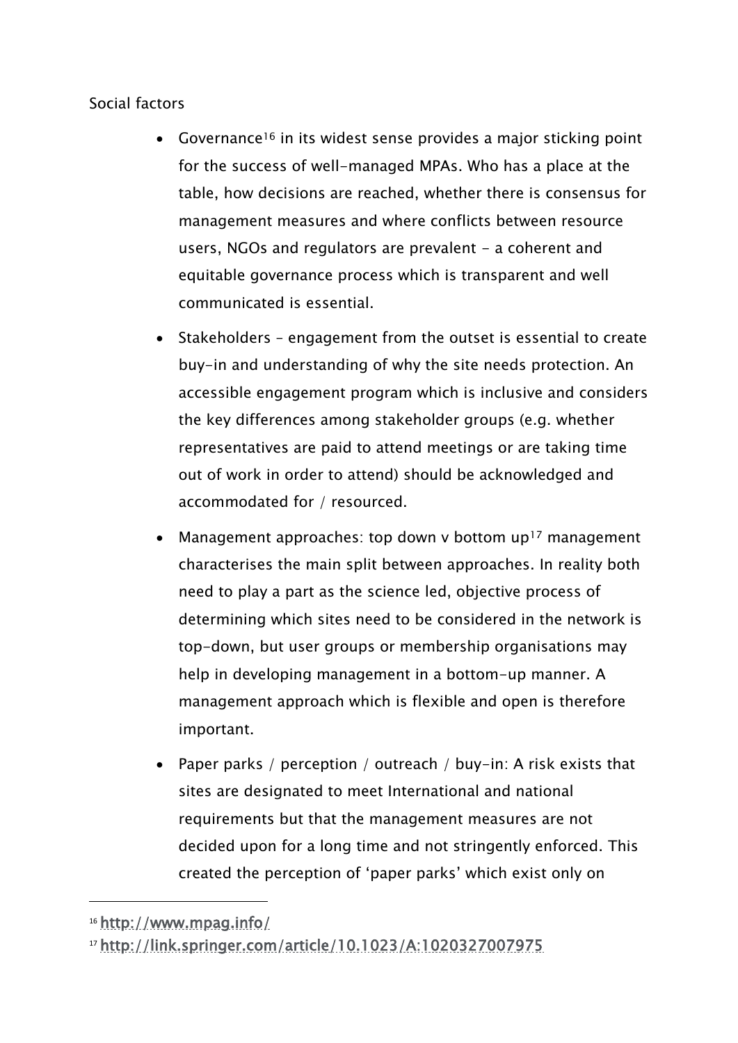Social factors

- Governance[16] in its widest sense provides a major sticking point for the success of well-managed MPAs. Who has a place at the table, how decisions are reached, whether there is consensus for management measures and where conflicts between resource users, NGOs and regulators are prevalent - a coherent and equitable governance process which is transparent and well communicated is essential.
- Stakeholders – engagement from the outset is essential to create buy-in and understanding of why the site needs protection. An accessible engagement program which is inclusive and considers the key differences among stakeholder groups (e.g. whether representatives are paid to attend meetings or are taking time out of work in order to attend) should be acknowledged and accommodated for / resourced.
- Management approaches: top down v bottom up[17] management characterises the main split between approaches. In reality both need to play a part as the science led, objective process of determining which sites need to be considered in the network is top-down, but user groups or membership organisations may help in developing management in a bottom-up manner. A management approach which is flexible and open is therefore important.
- Paper parks / perception / outreach / buy-in: A risk exists that sites are designated to meet International and national requirements but that the management measures are not decided upon for a long time and not stringently enforced. This created the perception of 'paper parks' which exist only on

[16] http://www.mpag.info/

[17] http://link.springer.com/article/10.1023/A:1020327007975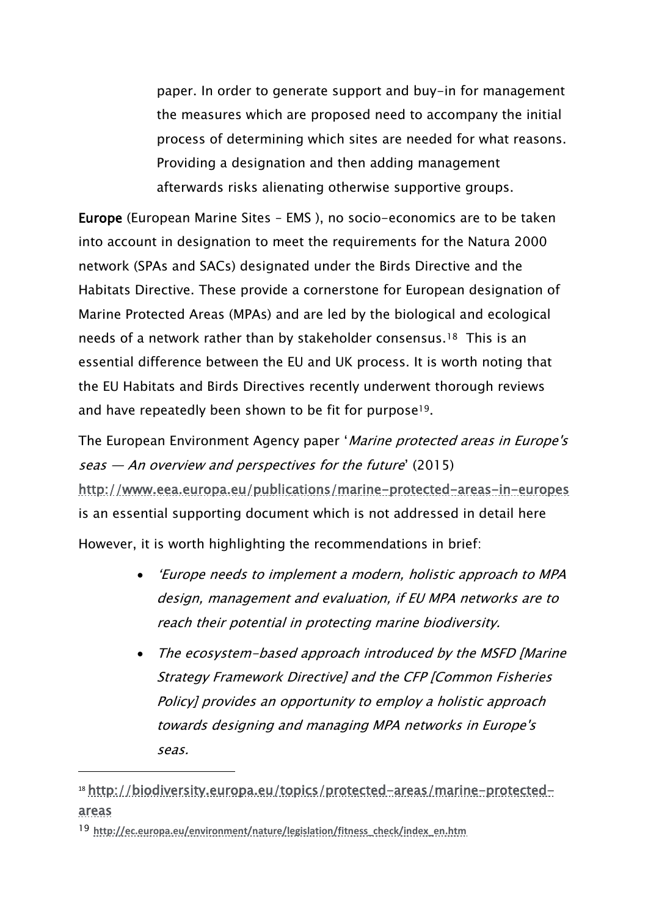paper. In order to generate support and buy-in for management the measures which are proposed need to accompany the initial process of determining which sites are needed for what reasons. Providing a designation and then adding management afterwards risks alienating otherwise supportive groups.

**Europe** (European Marine Sites – EMS ), no socio-economics are to be taken into account in designation to meet the requirements for the Natura 2000 network (SPAs and SACs) designated under the Birds Directive and the Habitats Directive. These provide a cornerstone for European designation of Marine Protected Areas (MPAs) and are led by the biological and ecological needs of a network rather than by stakeholder consensus.[18] This is an essential difference between the EU and UK process. It is worth noting that the EU Habitats and Birds Directives recently underwent thorough reviews and have repeatedly been shown to be fit for purpose[19].

The European Environment Agency paper '*Marine protected areas in Europe's seas — An overview and perspectives for the future*' (2015) http://www.eea.europa.eu/publications/marine-protected-areas-in-europes is an essential supporting document which is not addressed in detail here

However, it is worth highlighting the recommendations in brief:

- *'Europe needs to implement a modern, holistic approach to MPA design, management and evaluation, if EU MPA networks are to reach their potential in protecting marine biodiversity.*
- *The ecosystem-based approach introduced by the MSFD [Marine Strategy Framework Directive] and the CFP [Common Fisheries Policy] provides an opportunity to employ a holistic approach towards designing and managing MPA networks in Europe's seas.*

---

[18] http://biodiversity.europa.eu/topics/protected-areas/marine-protected-areas

[19] http://ec.europa.eu/environment/nature/legislation/fitness_check/index_en.htm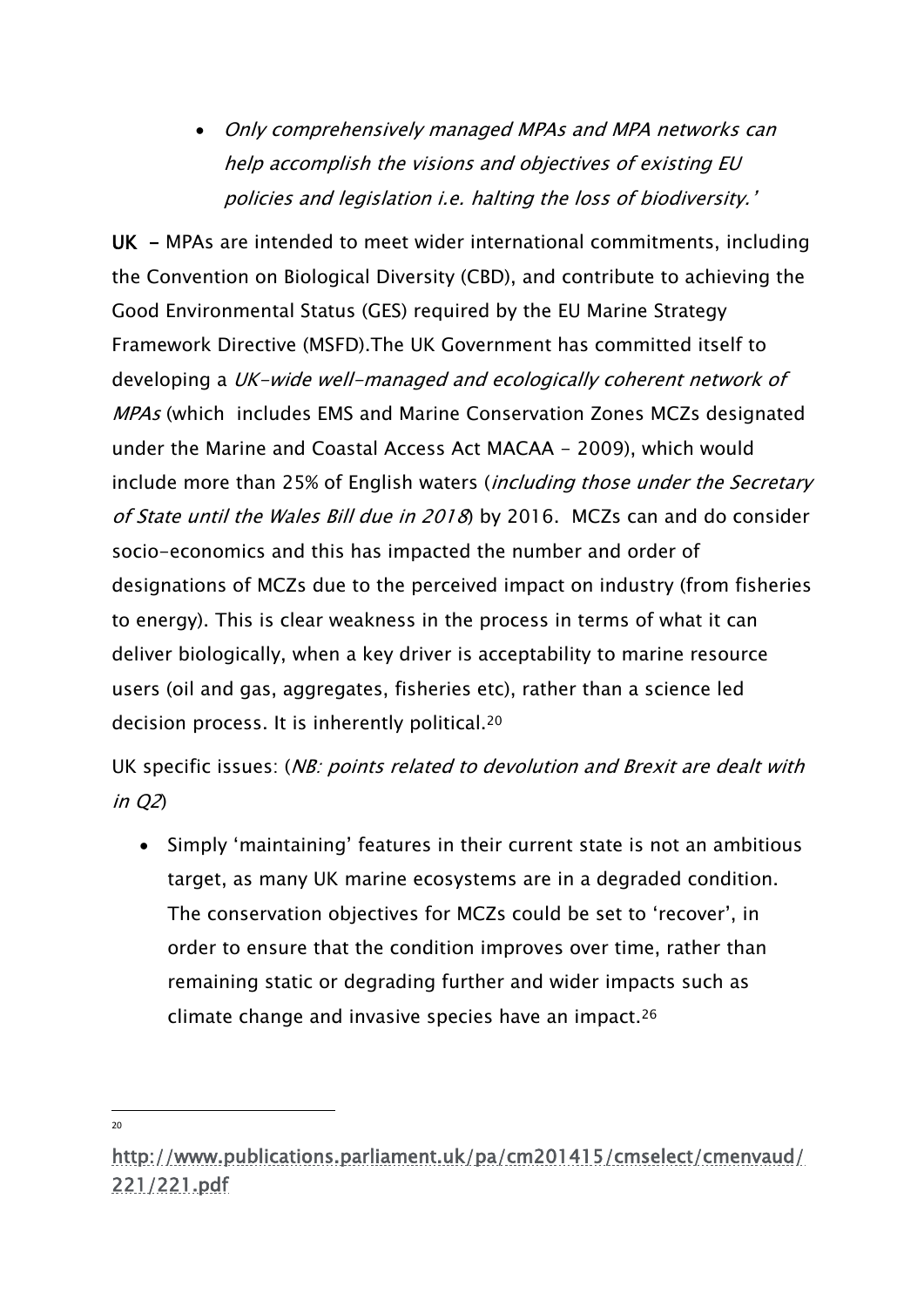- *Only comprehensively managed MPAs and MPA networks can help accomplish the visions and objectives of existing EU policies and legislation i.e. halting the loss of biodiversity.'*

**UK** – MPAs are intended to meet wider international commitments, including the Convention on Biological Diversity (CBD), and contribute to achieving the Good Environmental Status (GES) required by the EU Marine Strategy Framework Directive (MSFD).The UK Government has committed itself to developing a *UK-wide well-managed and ecologically coherent network of MPAs* (which includes EMS and Marine Conservation Zones MCZs designated under the Marine and Coastal Access Act MACAA - 2009), which would include more than 25% of English waters (*including those under the Secretary of State until the Wales Bill due in 2018*) by 2016. MCZs can and do consider socio-economics and this has impacted the number and order of designations of MCZs due to the perceived impact on industry (from fisheries to energy). This is clear weakness in the process in terms of what it can deliver biologically, when a key driver is acceptability to marine resource users (oil and gas, aggregates, fisheries etc), rather than a science led decision process. It is inherently political.[20]

UK specific issues: (*NB: points related to devolution and Brexit are dealt with in Q2*)

- Simply 'maintaining' features in their current state is not an ambitious target, as many UK marine ecosystems are in a degraded condition. The conservation objectives for MCZs could be set to 'recover', in order to ensure that the condition improves over time, rather than remaining static or degrading further and wider impacts such as climate change and invasive species have an impact.[26]

---

[20] http://www.publications.parliament.uk/pa/cm201415/cmselect/cmenvaud/221/221.pdf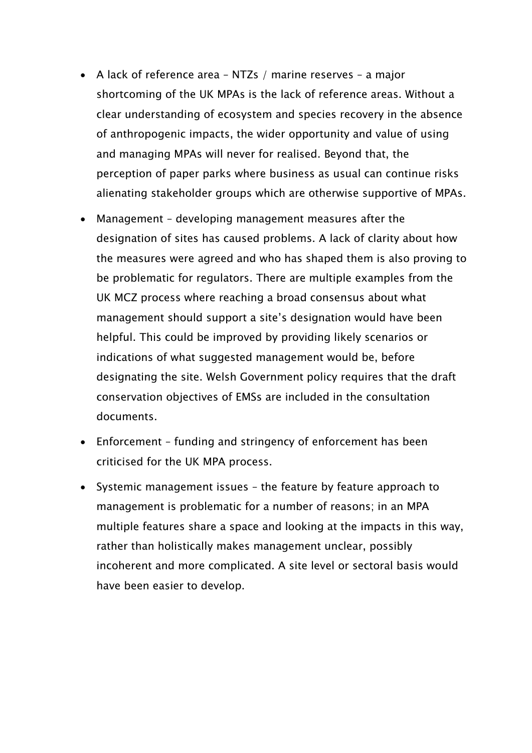- A lack of reference area – NTZs / marine reserves – a major shortcoming of the UK MPAs is the lack of reference areas. Without a clear understanding of ecosystem and species recovery in the absence of anthropogenic impacts, the wider opportunity and value of using and managing MPAs will never for realised. Beyond that, the perception of paper parks where business as usual can continue risks alienating stakeholder groups which are otherwise supportive of MPAs.
- Management – developing management measures after the designation of sites has caused problems. A lack of clarity about how the measures were agreed and who has shaped them is also proving to be problematic for regulators. There are multiple examples from the UK MCZ process where reaching a broad consensus about what management should support a site's designation would have been helpful. This could be improved by providing likely scenarios or indications of what suggested management would be, before designating the site. Welsh Government policy requires that the draft conservation objectives of EMSs are included in the consultation documents.
- Enforcement – funding and stringency of enforcement has been criticised for the UK MPA process.
- Systemic management issues – the feature by feature approach to management is problematic for a number of reasons; in an MPA multiple features share a space and looking at the impacts in this way, rather than holistically makes management unclear, possibly incoherent and more complicated. A site level or sectoral basis would have been easier to develop.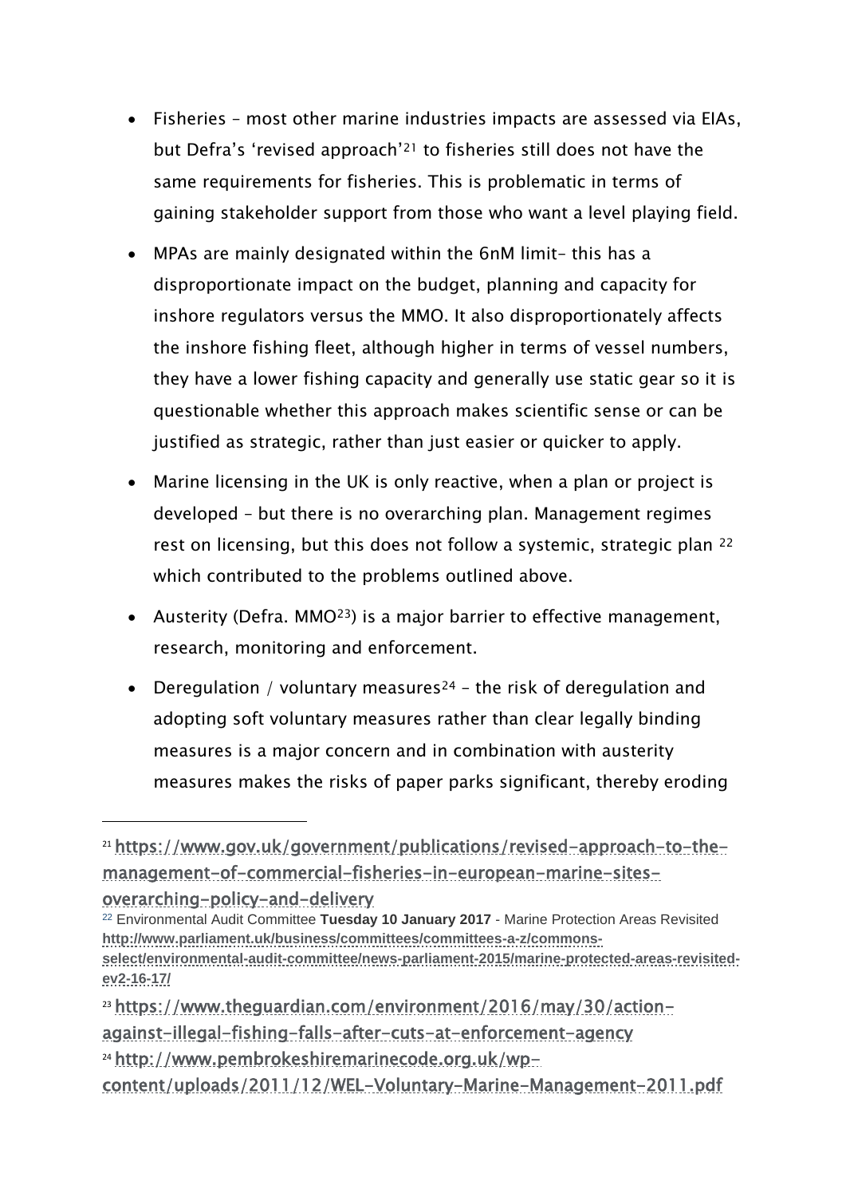- Fisheries – most other marine industries impacts are assessed via EIAs, but Defra's 'revised approach'[21] to fisheries still does not have the same requirements for fisheries. This is problematic in terms of gaining stakeholder support from those who want a level playing field.
- MPAs are mainly designated within the 6nM limit– this has a disproportionate impact on the budget, planning and capacity for inshore regulators versus the MMO. It also disproportionately affects the inshore fishing fleet, although higher in terms of vessel numbers, they have a lower fishing capacity and generally use static gear so it is questionable whether this approach makes scientific sense or can be justified as strategic, rather than just easier or quicker to apply.
- Marine licensing in the UK is only reactive, when a plan or project is developed – but there is no overarching plan. Management regimes rest on licensing, but this does not follow a systemic, strategic plan [22] which contributed to the problems outlined above.
- Austerity (Defra. MMO[23]) is a major barrier to effective management, research, monitoring and enforcement.
- Deregulation / voluntary measures[24] – the risk of deregulation and adopting soft voluntary measures rather than clear legally binding measures is a major concern and in combination with austerity measures makes the risks of paper parks significant, thereby eroding

---

[21] https://www.gov.uk/government/publications/revised-approach-to-the-management-of-commercial-fisheries-in-european-marine-sites-overarching-policy-and-delivery

[22] Environmental Audit Committee **Tuesday 10 January 2017** - Marine Protection Areas Revisited **http://www.parliament.uk/business/committees/committees-a-z/commons-select/environmental-audit-committee/news-parliament-2015/marine-protected-areas-revisited-ev2-16-17/**

[23] https://www.theguardian.com/environment/2016/may/30/action-against-illegal-fishing-falls-after-cuts-at-enforcement-agency

[24] http://www.pembrokeshiremarinecode.org.uk/wp-content/uploads/2011/12/WEL-Voluntary-Marine-Management-2011.pdf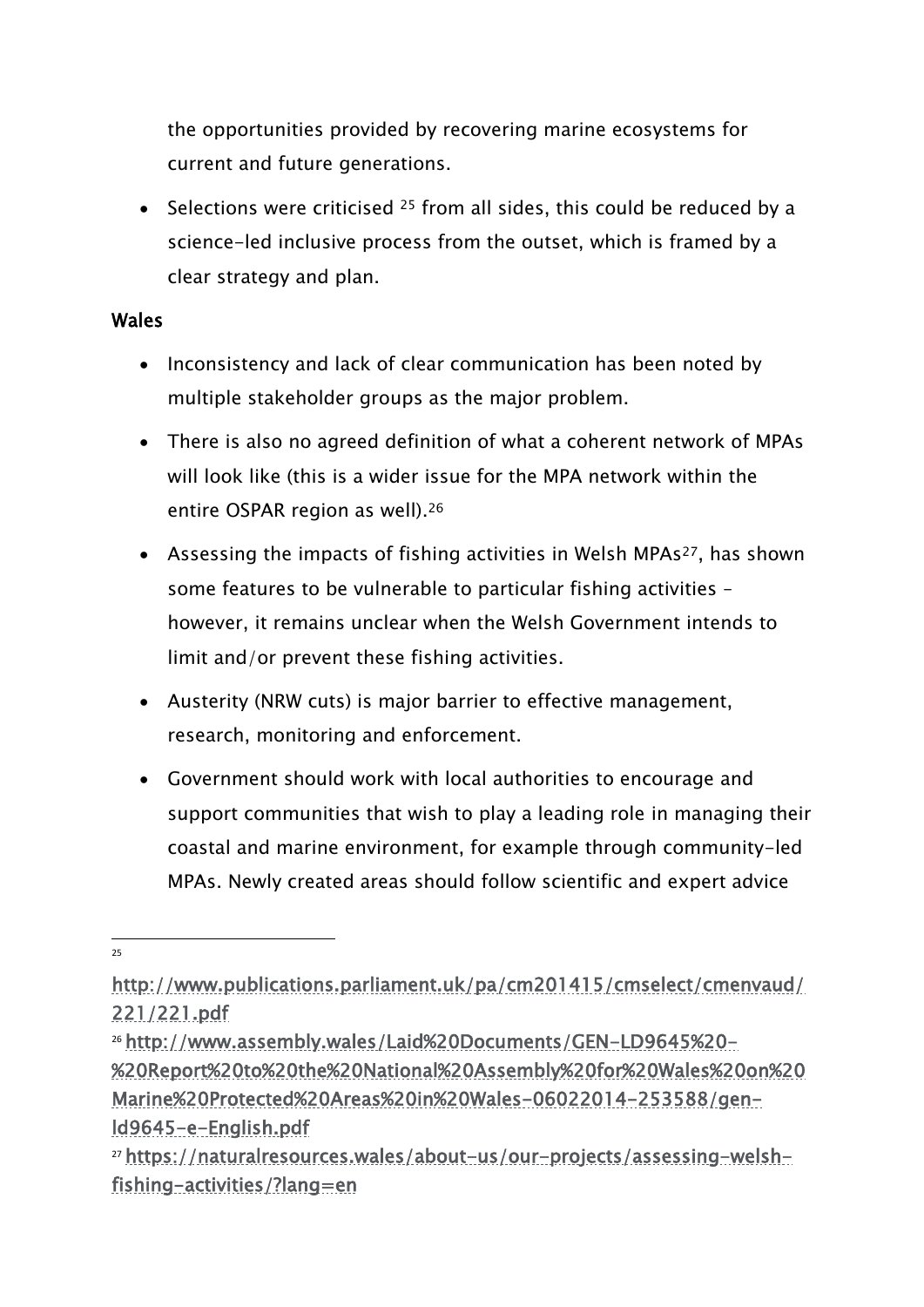the opportunities provided by recovering marine ecosystems for current and future generations.

- Selections were criticised [25] from all sides, this could be reduced by a science-led inclusive process from the outset, which is framed by a clear strategy and plan.

**Wales**

- Inconsistency and lack of clear communication has been noted by multiple stakeholder groups as the major problem.
- There is also no agreed definition of what a coherent network of MPAs will look like (this is a wider issue for the MPA network within the entire OSPAR region as well).[26]
- Assessing the impacts of fishing activities in Welsh MPAs[27], has shown some features to be vulnerable to particular fishing activities – however, it remains unclear when the Welsh Government intends to limit and/or prevent these fishing activities.
- Austerity (NRW cuts) is major barrier to effective management, research, monitoring and enforcement.
- Government should work with local authorities to encourage and support communities that wish to play a leading role in managing their coastal and marine environment, for example through community-led MPAs. Newly created areas should follow scientific and expert advice

---

[25] http://www.publications.parliament.uk/pa/cm201415/cmselect/cmenvaud/221/221.pdf

[26] http://www.assembly.wales/Laid%20Documents/GEN-LD9645%20-%20Report%20to%20the%20National%20Assembly%20for%20Wales%20on%20Marine%20Protected%20Areas%20in%20Wales-06022014-253588/gen-ld9645-e-English.pdf

[27] https://naturalresources.wales/about-us/our-projects/assessing-welsh-fishing-activities/?lang=en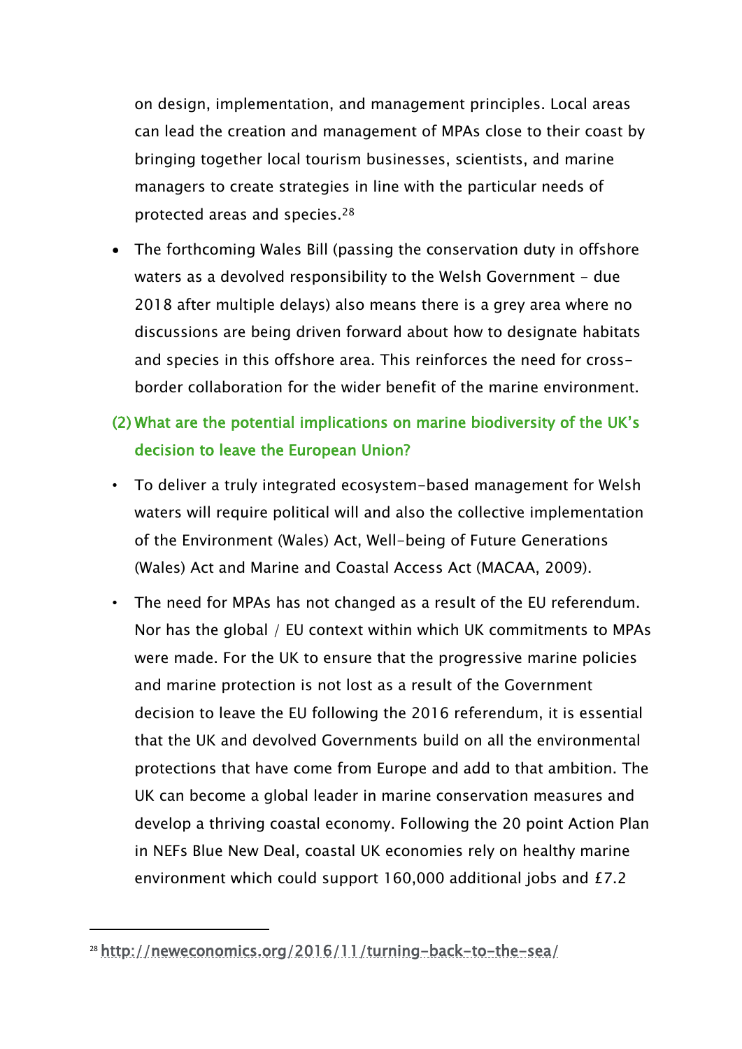on design, implementation, and management principles. Local areas can lead the creation and management of MPAs close to their coast by bringing together local tourism businesses, scientists, and marine managers to create strategies in line with the particular needs of protected areas and species.[28]

- The forthcoming Wales Bill (passing the conservation duty in offshore waters as a devolved responsibility to the Welsh Government - due 2018 after multiple delays) also means there is a grey area where no discussions are being driven forward about how to designate habitats and species in this offshore area. This reinforces the need for cross-border collaboration for the wider benefit of the marine environment.

## (2) What are the potential implications on marine biodiversity of the UK's decision to leave the European Union?

- To deliver a truly integrated ecosystem-based management for Welsh waters will require political will and also the collective implementation of the Environment (Wales) Act, Well-being of Future Generations (Wales) Act and Marine and Coastal Access Act (MACAA, 2009).
- The need for MPAs has not changed as a result of the EU referendum. Nor has the global / EU context within which UK commitments to MPAs were made. For the UK to ensure that the progressive marine policies and marine protection is not lost as a result of the Government decision to leave the EU following the 2016 referendum, it is essential that the UK and devolved Governments build on all the environmental protections that have come from Europe and add to that ambition. The UK can become a global leader in marine conservation measures and develop a thriving coastal economy. Following the 20 point Action Plan in NEFs Blue New Deal, coastal UK economies rely on healthy marine environment which could support 160,000 additional jobs and £7.2

---

[28] http://neweconomics.org/2016/11/turning-back-to-the-sea/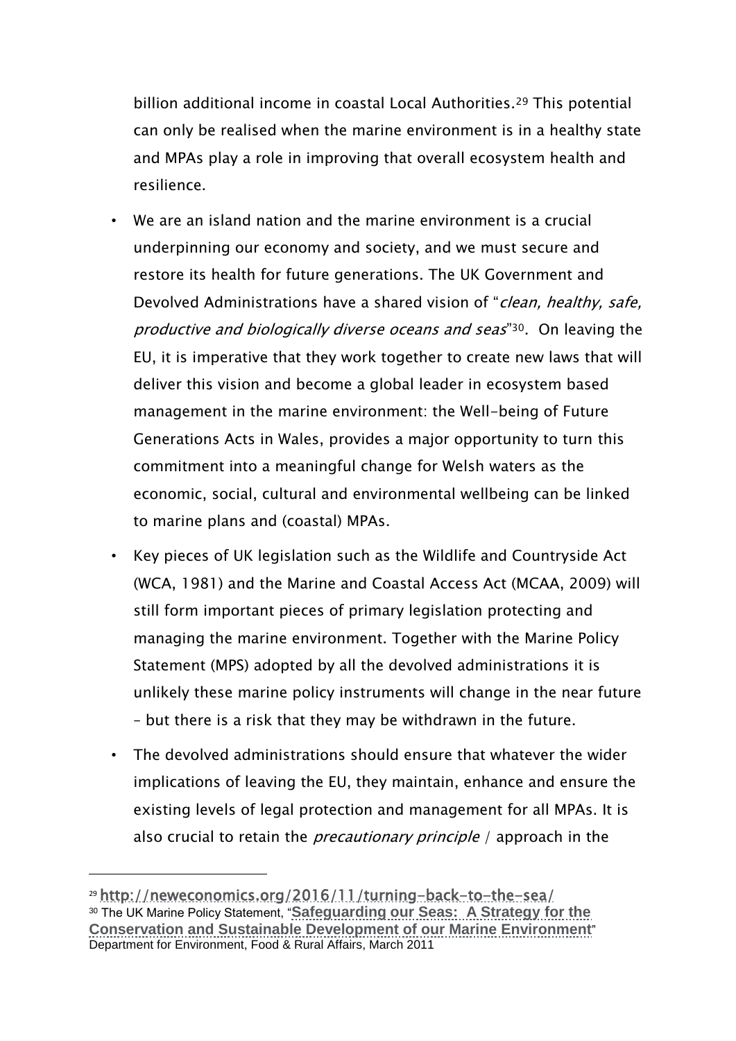billion additional income in coastal Local Authorities.[29] This potential can only be realised when the marine environment is in a healthy state and MPAs play a role in improving that overall ecosystem health and resilience.

- We are an island nation and the marine environment is a crucial underpinning our economy and society, and we must secure and restore its health for future generations. The UK Government and Devolved Administrations have a shared vision of "*clean, healthy, safe, productive and biologically diverse oceans and seas*"[30]. On leaving the EU, it is imperative that they work together to create new laws that will deliver this vision and become a global leader in ecosystem based management in the marine environment: the Well-being of Future Generations Acts in Wales, provides a major opportunity to turn this commitment into a meaningful change for Welsh waters as the economic, social, cultural and environmental wellbeing can be linked to marine plans and (coastal) MPAs.
- Key pieces of UK legislation such as the Wildlife and Countryside Act (WCA, 1981) and the Marine and Coastal Access Act (MCAA, 2009) will still form important pieces of primary legislation protecting and managing the marine environment. Together with the Marine Policy Statement (MPS) adopted by all the devolved administrations it is unlikely these marine policy instruments will change in the near future – but there is a risk that they may be withdrawn in the future.
- The devolved administrations should ensure that whatever the wider implications of leaving the EU, they maintain, enhance and ensure the existing levels of legal protection and management for all MPAs. It is also crucial to retain the *precautionary principle* / approach in the

---

[29] http://neweconomics.org/2016/11/turning-back-to-the-sea/

[30] The UK Marine Policy Statement, "**Safeguarding our Seas: A Strategy for the Conservation and Sustainable Development of our Marine Environment**" Department for Environment, Food & Rural Affairs, March 2011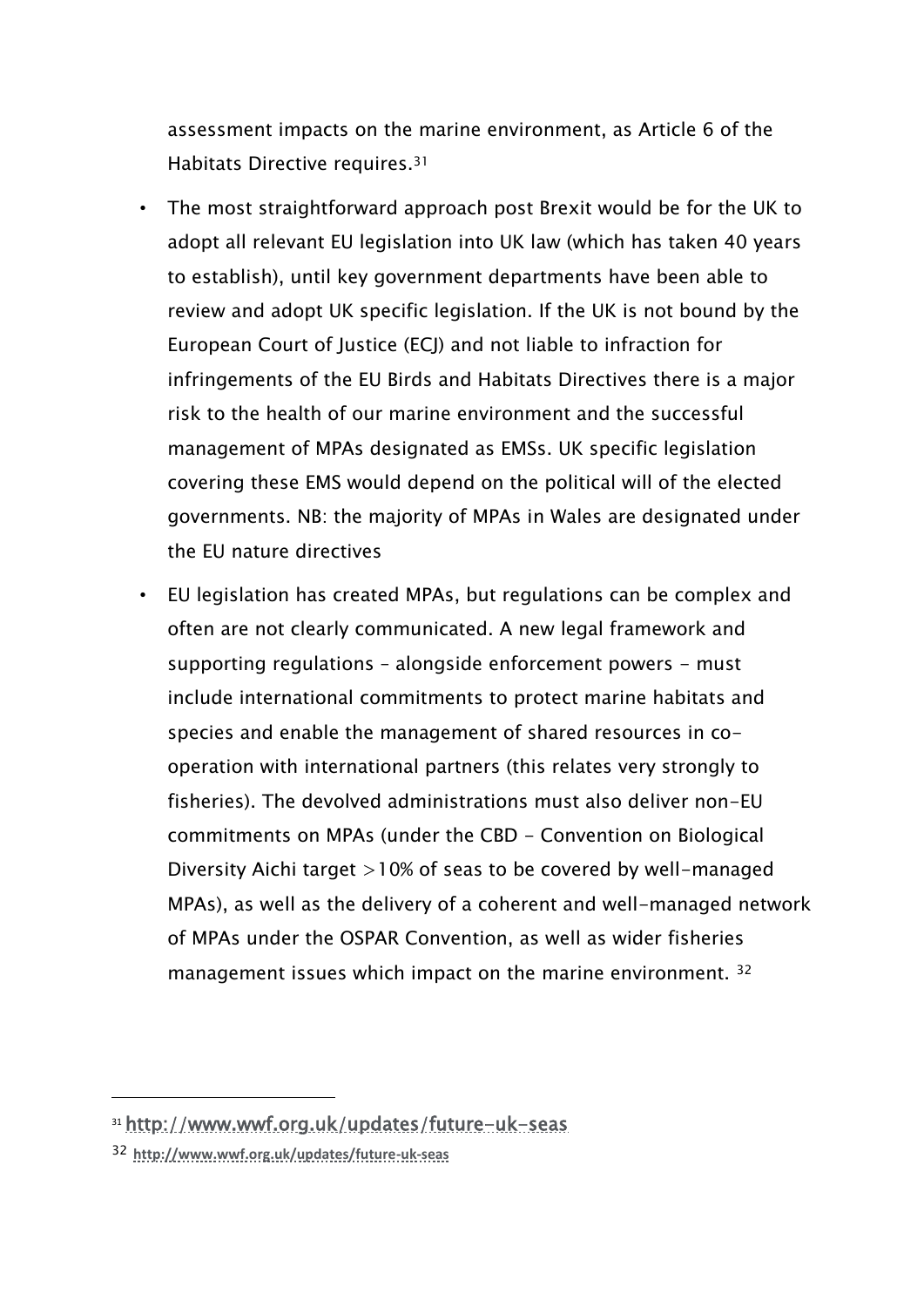assessment impacts on the marine environment, as Article 6 of the Habitats Directive requires.[31]

- The most straightforward approach post Brexit would be for the UK to adopt all relevant EU legislation into UK law (which has taken 40 years to establish), until key government departments have been able to review and adopt UK specific legislation. If the UK is not bound by the European Court of Justice (ECJ) and not liable to infraction for infringements of the EU Birds and Habitats Directives there is a major risk to the health of our marine environment and the successful management of MPAs designated as EMSs. UK specific legislation covering these EMS would depend on the political will of the elected governments. NB: the majority of MPAs in Wales are designated under the EU nature directives
- EU legislation has created MPAs, but regulations can be complex and often are not clearly communicated. A new legal framework and supporting regulations – alongside enforcement powers - must include international commitments to protect marine habitats and species and enable the management of shared resources in co-operation with international partners (this relates very strongly to fisheries). The devolved administrations must also deliver non-EU commitments on MPAs (under the CBD - Convention on Biological Diversity Aichi target >10% of seas to be covered by well-managed MPAs), as well as the delivery of a coherent and well-managed network of MPAs under the OSPAR Convention, as well as wider fisheries management issues which impact on the marine environment. [32]

---

[31] http://www.wwf.org.uk/updates/future-uk-seas

[32] http://www.wwf.org.uk/updates/future-uk-seas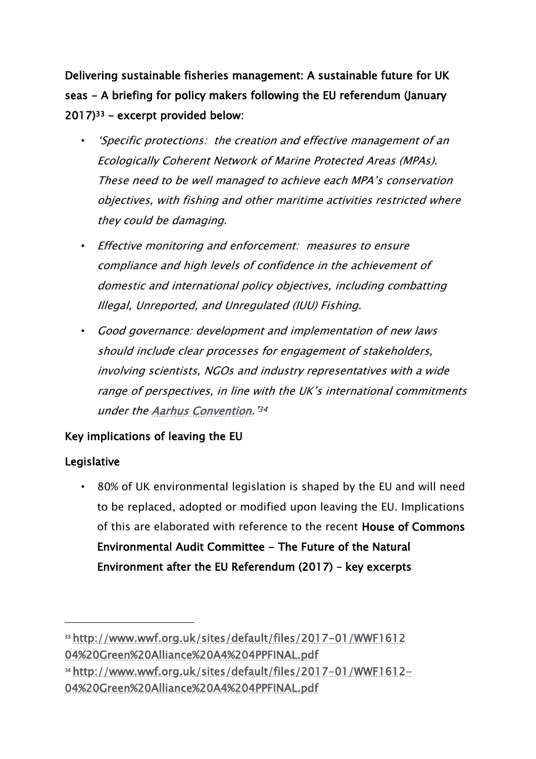**Delivering sustainable fisheries management: A sustainable future for UK seas - A briefing for policy makers following the EU referendum (January 2017)[33] – excerpt provided below:**

- *'Specific protections: the creation and effective management of an Ecologically Coherent Network of Marine Protected Areas (MPAs). These need to be well managed to achieve each MPA's conservation objectives, with fishing and other maritime activities restricted where they could be damaging.*
- *Effective monitoring and enforcement: measures to ensure compliance and high levels of confidence in the achievement of domestic and international policy objectives, including combatting Illegal, Unreported, and Unregulated (IUU) Fishing.*
- *Good governance: development and implementation of new laws should include clear processes for engagement of stakeholders, involving scientists, NGOs and industry representatives with a wide range of perspectives, in line with the UK's international commitments under the [Aarhus Convention](). '[34]*

**Key implications of leaving the EU**

**Legislative**

- 80% of UK environmental legislation is shaped by the EU and will need to be replaced, adopted or modified upon leaving the EU. Implications of this are elaborated with reference to the recent **House of Commons Environmental Audit Committee - The Future of the Natural Environment after the EU Referendum (2017) – key excerpts**

---

[33] http://www.wwf.org.uk/sites/default/files/2017-01/WWF1612 04%20Green%20Alliance%20A4%204PPFINAL.pdf

[34] http://www.wwf.org.uk/sites/default/files/2017-01/WWF1612-04%20Green%20Alliance%20A4%204PPFINAL.pdf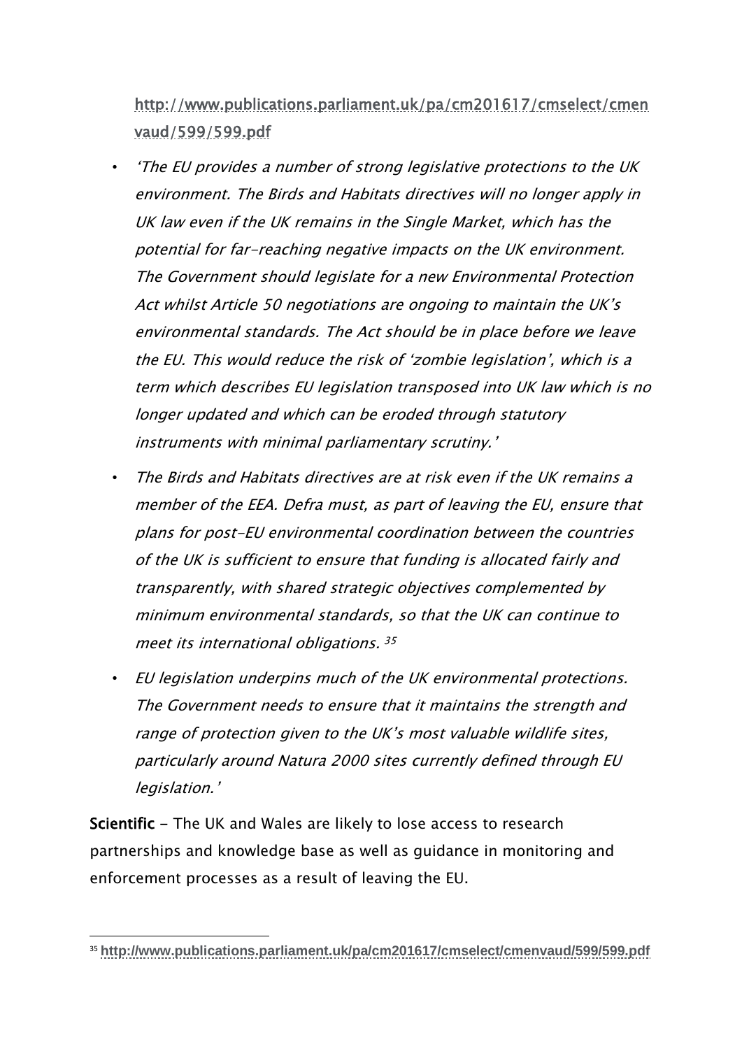http://www.publications.parliament.uk/pa/cm201617/cmselect/cmenvaud/599/599.pdf

- *'The EU provides a number of strong legislative protections to the UK environment. The Birds and Habitats directives will no longer apply in UK law even if the UK remains in the Single Market, which has the potential for far-reaching negative impacts on the UK environment. The Government should legislate for a new Environmental Protection Act whilst Article 50 negotiations are ongoing to maintain the UK's environmental standards. The Act should be in place before we leave the EU. This would reduce the risk of 'zombie legislation', which is a term which describes EU legislation transposed into UK law which is no longer updated and which can be eroded through statutory instruments with minimal parliamentary scrutiny.'*
- *The Birds and Habitats directives are at risk even if the UK remains a member of the EEA. Defra must, as part of leaving the EU, ensure that plans for post-EU environmental coordination between the countries of the UK is sufficient to ensure that funding is allocated fairly and transparently, with shared strategic objectives complemented by minimum environmental standards, so that the UK can continue to meet its international obligations.* [35]
- *EU legislation underpins much of the UK environmental protections. The Government needs to ensure that it maintains the strength and range of protection given to the UK's most valuable wildlife sites, particularly around Natura 2000 sites currently defined through EU legislation.'*

**Scientific** – The UK and Wales are likely to lose access to research partnerships and knowledge base as well as guidance in monitoring and enforcement processes as a result of leaving the EU.

---

[35] **http://www.publications.parliament.uk/pa/cm201617/cmselect/cmenvaud/599/599.pdf**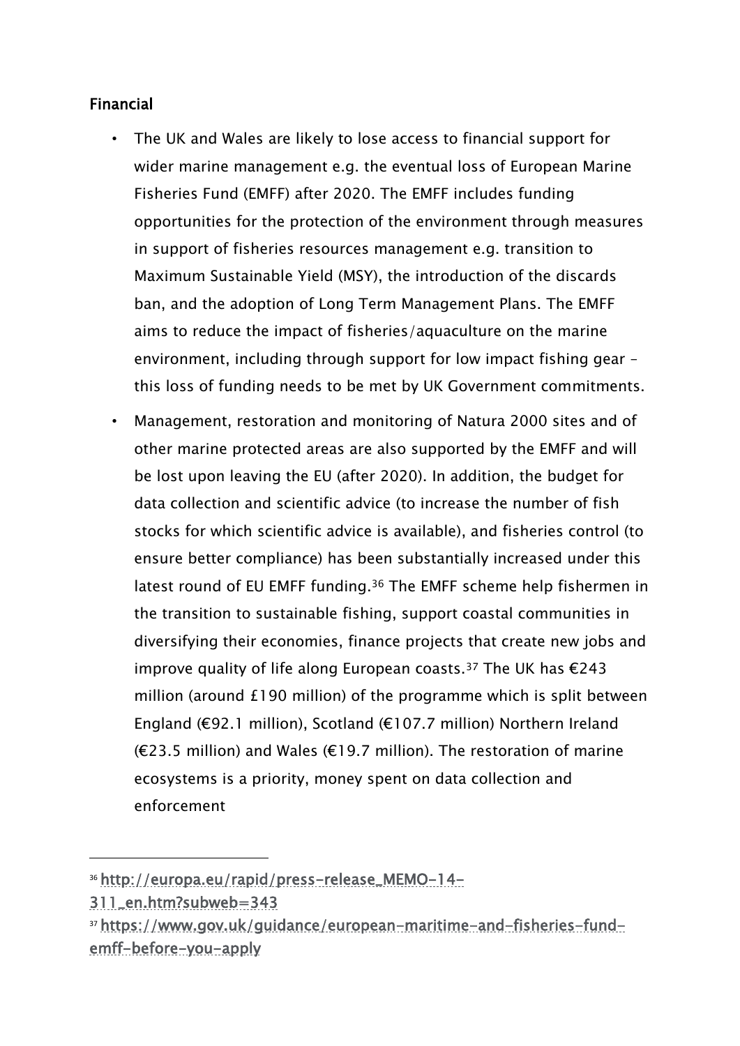## Financial

- The UK and Wales are likely to lose access to financial support for wider marine management e.g. the eventual loss of European Marine Fisheries Fund (EMFF) after 2020. The EMFF includes funding opportunities for the protection of the environment through measures in support of fisheries resources management e.g. transition to Maximum Sustainable Yield (MSY), the introduction of the discards ban, and the adoption of Long Term Management Plans. The EMFF aims to reduce the impact of fisheries/aquaculture on the marine environment, including through support for low impact fishing gear – this loss of funding needs to be met by UK Government commitments.
- Management, restoration and monitoring of Natura 2000 sites and of other marine protected areas are also supported by the EMFF and will be lost upon leaving the EU (after 2020). In addition, the budget for data collection and scientific advice (to increase the number of fish stocks for which scientific advice is available), and fisheries control (to ensure better compliance) has been substantially increased under this latest round of EU EMFF funding.[36] The EMFF scheme help fishermen in the transition to sustainable fishing, support coastal communities in diversifying their economies, finance projects that create new jobs and improve quality of life along European coasts.[37] The UK has €243 million (around £190 million) of the programme which is split between England (€92.1 million), Scotland (€107.7 million) Northern Ireland (€23.5 million) and Wales (€19.7 million). The restoration of marine ecosystems is a priority, money spent on data collection and enforcement

---

[36] http://europa.eu/rapid/press-release_MEMO-14-311_en.htm?subweb=343

[37] https://www.gov.uk/guidance/european-maritime-and-fisheries-fund-emff-before-you-apply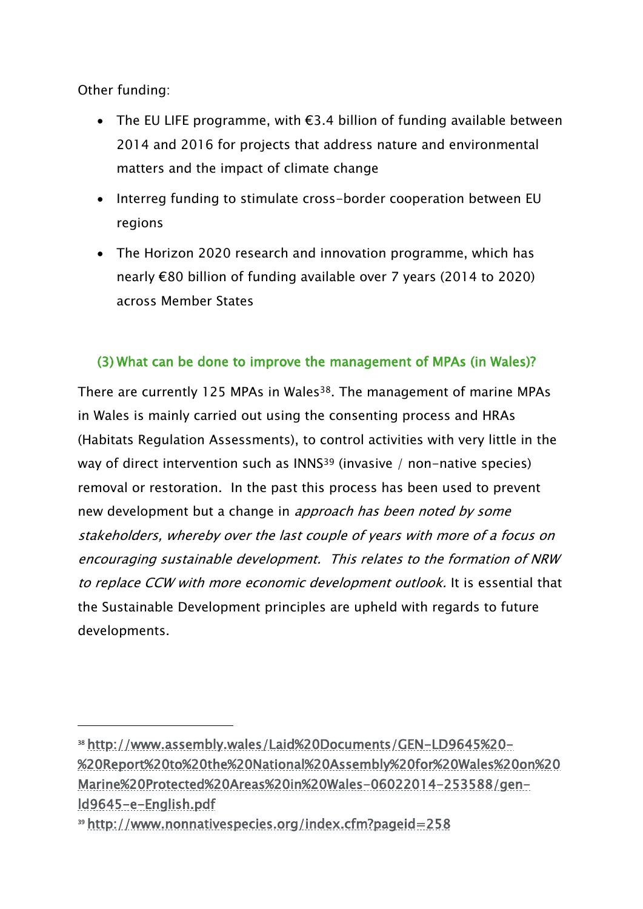Other funding:

- The EU LIFE programme, with €3.4 billion of funding available between 2014 and 2016 for projects that address nature and environmental matters and the impact of climate change
- Interreg funding to stimulate cross-border cooperation between EU regions
- The Horizon 2020 research and innovation programme, which has nearly €80 billion of funding available over 7 years (2014 to 2020) across Member States

### (3) What can be done to improve the management of MPAs (in Wales)?

There are currently 125 MPAs in Wales[38]. The management of marine MPAs in Wales is mainly carried out using the consenting process and HRAs (Habitats Regulation Assessments), to control activities with very little in the way of direct intervention such as INNS[39] (invasive / non-native species) removal or restoration. In the past this process has been used to prevent new development but a change in *approach has been noted by some stakeholders, whereby over the last couple of years with more of a focus on encouraging sustainable development. This relates to the formation of NRW to replace CCW with more economic development outlook.* It is essential that the Sustainable Development principles are upheld with regards to future developments.

---

[38] http://www.assembly.wales/Laid%20Documents/GEN-LD9645%20-%20Report%20to%20the%20National%20Assembly%20for%20Wales%20on%20Marine%20Protected%20Areas%20in%20Wales-06022014-253588/gen-ld9645-e-English.pdf

[39] http://www.nonnativespecies.org/index.cfm?pageid=258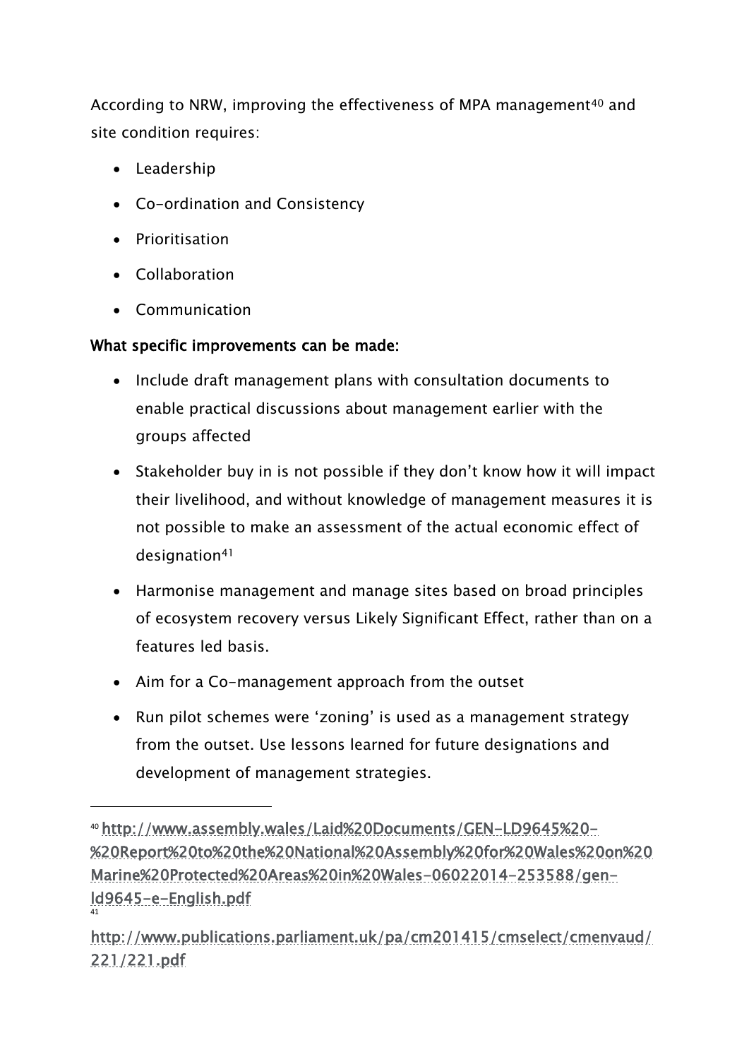According to NRW, improving the effectiveness of MPA management[40] and site condition requires:

- Leadership
- Co-ordination and Consistency
- Prioritisation
- Collaboration
- Communication

**What specific improvements can be made:**

- Include draft management plans with consultation documents to enable practical discussions about management earlier with the groups affected
- Stakeholder buy in is not possible if they don't know how it will impact their livelihood, and without knowledge of management measures it is not possible to make an assessment of the actual economic effect of designation[41]
- Harmonise management and manage sites based on broad principles of ecosystem recovery versus Likely Significant Effect, rather than on a features led basis.
- Aim for a Co-management approach from the outset
- Run pilot schemes were 'zoning' is used as a management strategy from the outset. Use lessons learned for future designations and development of management strategies.

---

[40] http://www.assembly.wales/Laid%20Documents/GEN-LD9645%20-%20Report%20to%20the%20National%20Assembly%20for%20Wales%20on%20Marine%20Protected%20Areas%20in%20Wales-06022014-253588/gen-ld9645-e-English.pdf

[41] http://www.publications.parliament.uk/pa/cm201415/cmselect/cmenvaud/221/221.pdf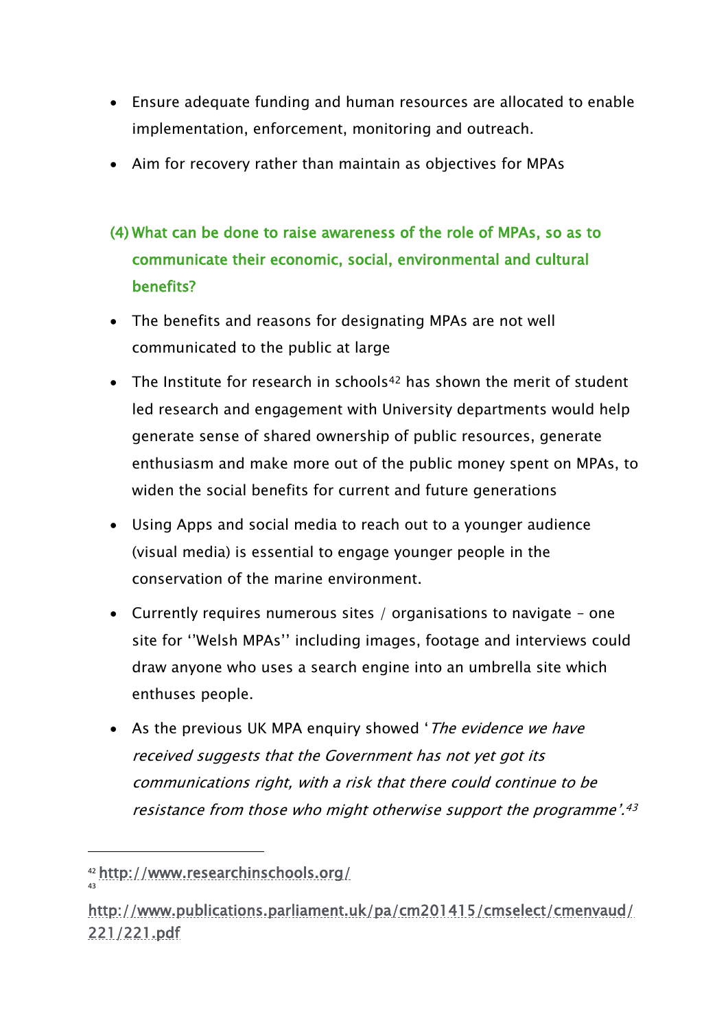- Ensure adequate funding and human resources are allocated to enable implementation, enforcement, monitoring and outreach.
- Aim for recovery rather than maintain as objectives for MPAs

### (4) What can be done to raise awareness of the role of MPAs, so as to communicate their economic, social, environmental and cultural benefits?

- The benefits and reasons for designating MPAs are not well communicated to the public at large
- The Institute for research in schools[42] has shown the merit of student led research and engagement with University departments would help generate sense of shared ownership of public resources, generate enthusiasm and make more out of the public money spent on MPAs, to widen the social benefits for current and future generations
- Using Apps and social media to reach out to a younger audience (visual media) is essential to engage younger people in the conservation of the marine environment.
- Currently requires numerous sites / organisations to navigate – one site for ''Welsh MPAs'' including images, footage and interviews could draw anyone who uses a search engine into an umbrella site which enthuses people.
- As the previous UK MPA enquiry showed '*The evidence we have received suggests that the Government has not yet got its communications right, with a risk that there could continue to be resistance from those who might otherwise support the programme'.*[43]

---

[42] http://www.researchinschools.org/

[43] http://www.publications.parliament.uk/pa/cm201415/cmselect/cmenvaud/221/221.pdf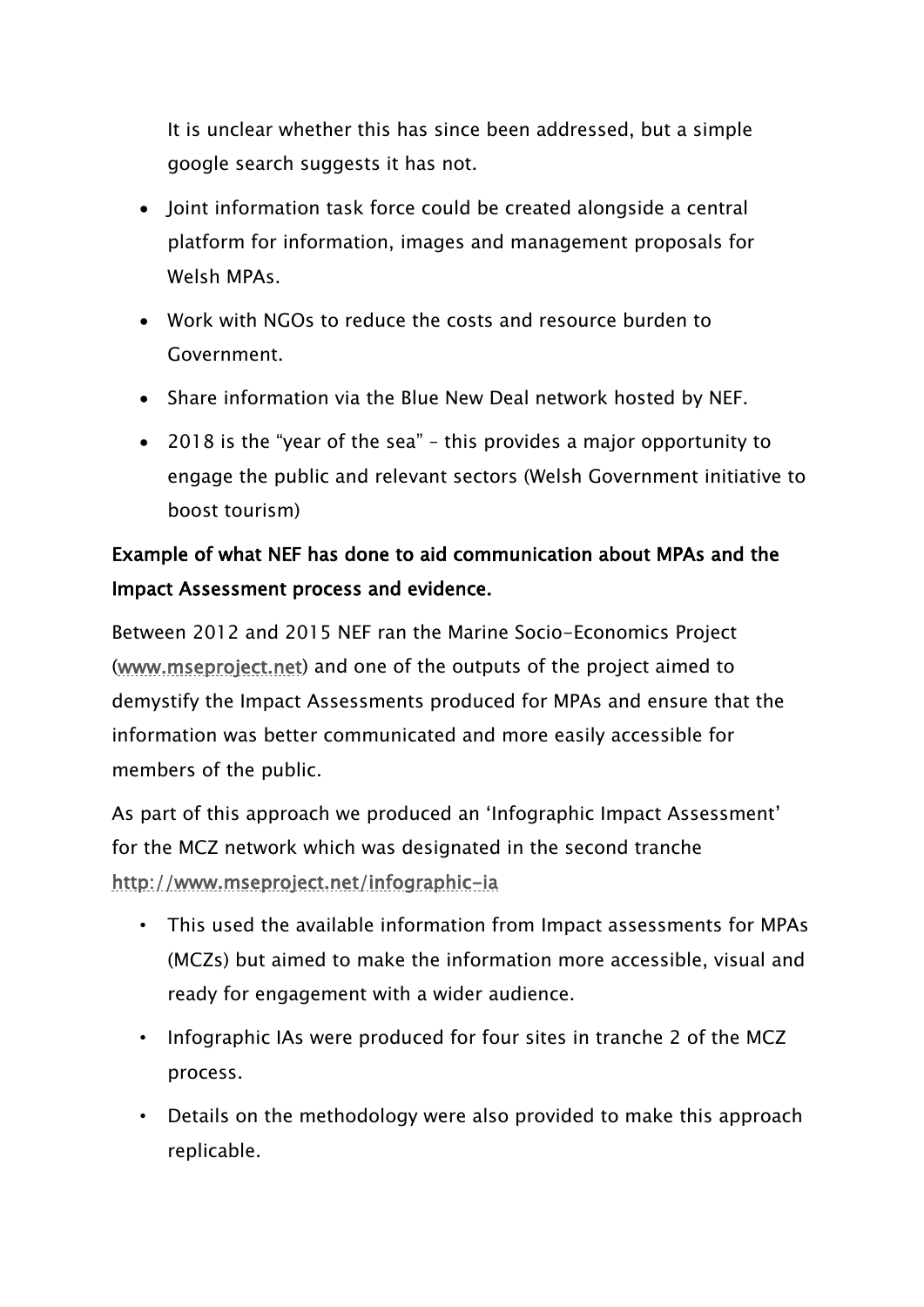It is unclear whether this has since been addressed, but a simple google search suggests it has not.

- Joint information task force could be created alongside a central platform for information, images and management proposals for Welsh MPAs.
- Work with NGOs to reduce the costs and resource burden to Government.
- Share information via the Blue New Deal network hosted by NEF.
- 2018 is the "year of the sea" – this provides a major opportunity to engage the public and relevant sectors (Welsh Government initiative to boost tourism)

**Example of what NEF has done to aid communication about MPAs and the Impact Assessment process and evidence.**

Between 2012 and 2015 NEF ran the Marine Socio-Economics Project (www.mseproject.net) and one of the outputs of the project aimed to demystify the Impact Assessments produced for MPAs and ensure that the information was better communicated and more easily accessible for members of the public.

As part of this approach we produced an 'Infographic Impact Assessment' for the MCZ network which was designated in the second tranche http://www.mseproject.net/infographic-ia

- This used the available information from Impact assessments for MPAs (MCZs) but aimed to make the information more accessible, visual and ready for engagement with a wider audience.
- Infographic IAs were produced for four sites in tranche 2 of the MCZ process.
- Details on the methodology were also provided to make this approach replicable.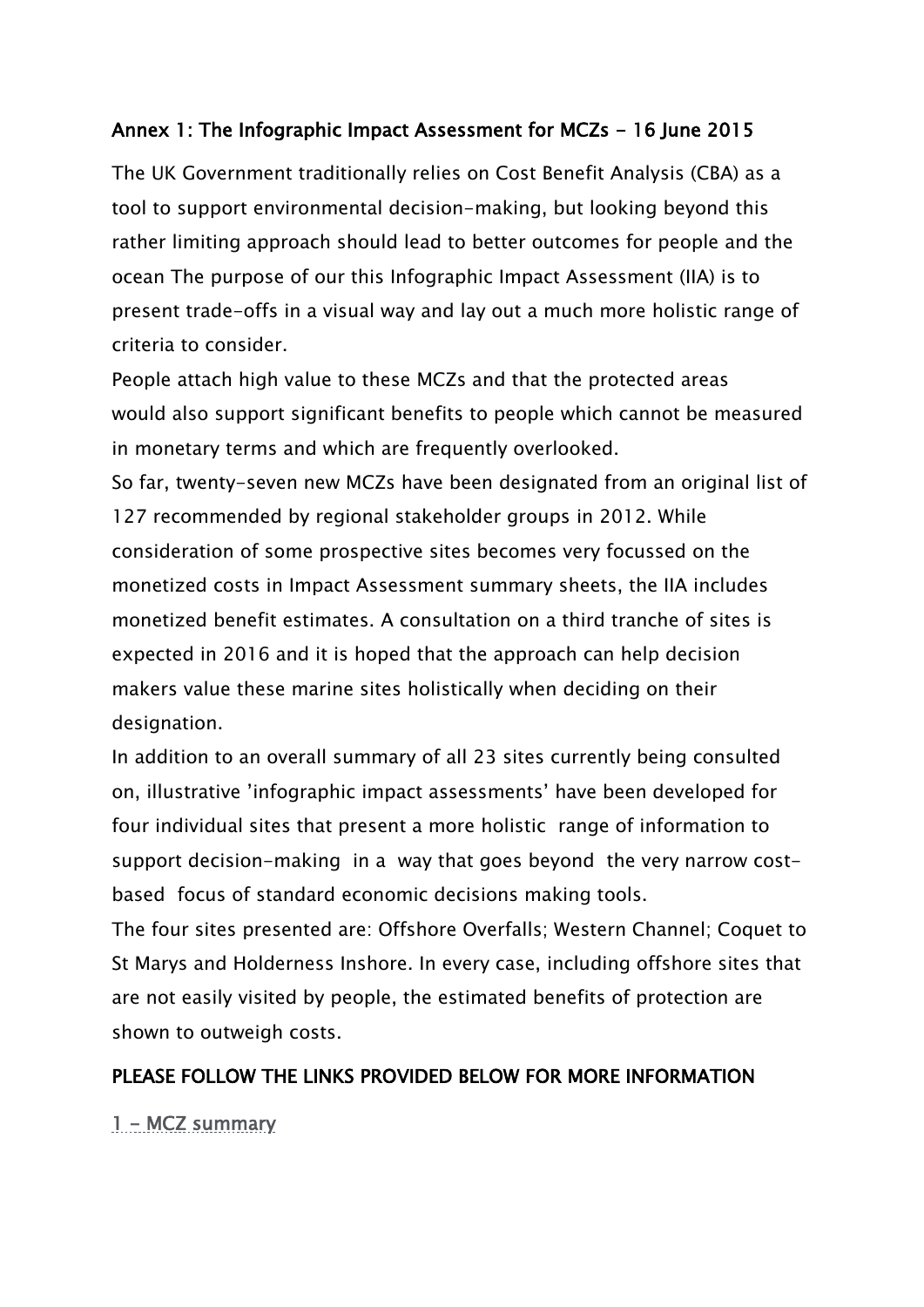## Annex 1: The Infographic Impact Assessment for MCZs - 16 June 2015

The UK Government traditionally relies on Cost Benefit Analysis (CBA) as a tool to support environmental decision-making, but looking beyond this rather limiting approach should lead to better outcomes for people and the ocean The purpose of our this Infographic Impact Assessment (IIA) is to present trade-offs in a visual way and lay out a much more holistic range of criteria to consider.

People attach high value to these MCZs and that the protected areas would also support significant benefits to people which cannot be measured in monetary terms and which are frequently overlooked.

So far, twenty-seven new MCZs have been designated from an original list of 127 recommended by regional stakeholder groups in 2012. While consideration of some prospective sites becomes very focussed on the monetized costs in Impact Assessment summary sheets, the IIA includes monetized benefit estimates. A consultation on a third tranche of sites is expected in 2016 and it is hoped that the approach can help decision makers value these marine sites holistically when deciding on their designation.

In addition to an overall summary of all 23 sites currently being consulted on, illustrative 'infographic impact assessments' have been developed for four individual sites that present a more holistic range of information to support decision-making in a way that goes beyond the very narrow cost-based focus of standard economic decisions making tools.

The four sites presented are: Offshore Overfalls; Western Channel; Coquet to St Marys and Holderness Inshore. In every case, including offshore sites that are not easily visited by people, the estimated benefits of protection are shown to outweigh costs.

**PLEASE FOLLOW THE LINKS PROVIDED BELOW FOR MORE INFORMATION**

1 - MCZ summary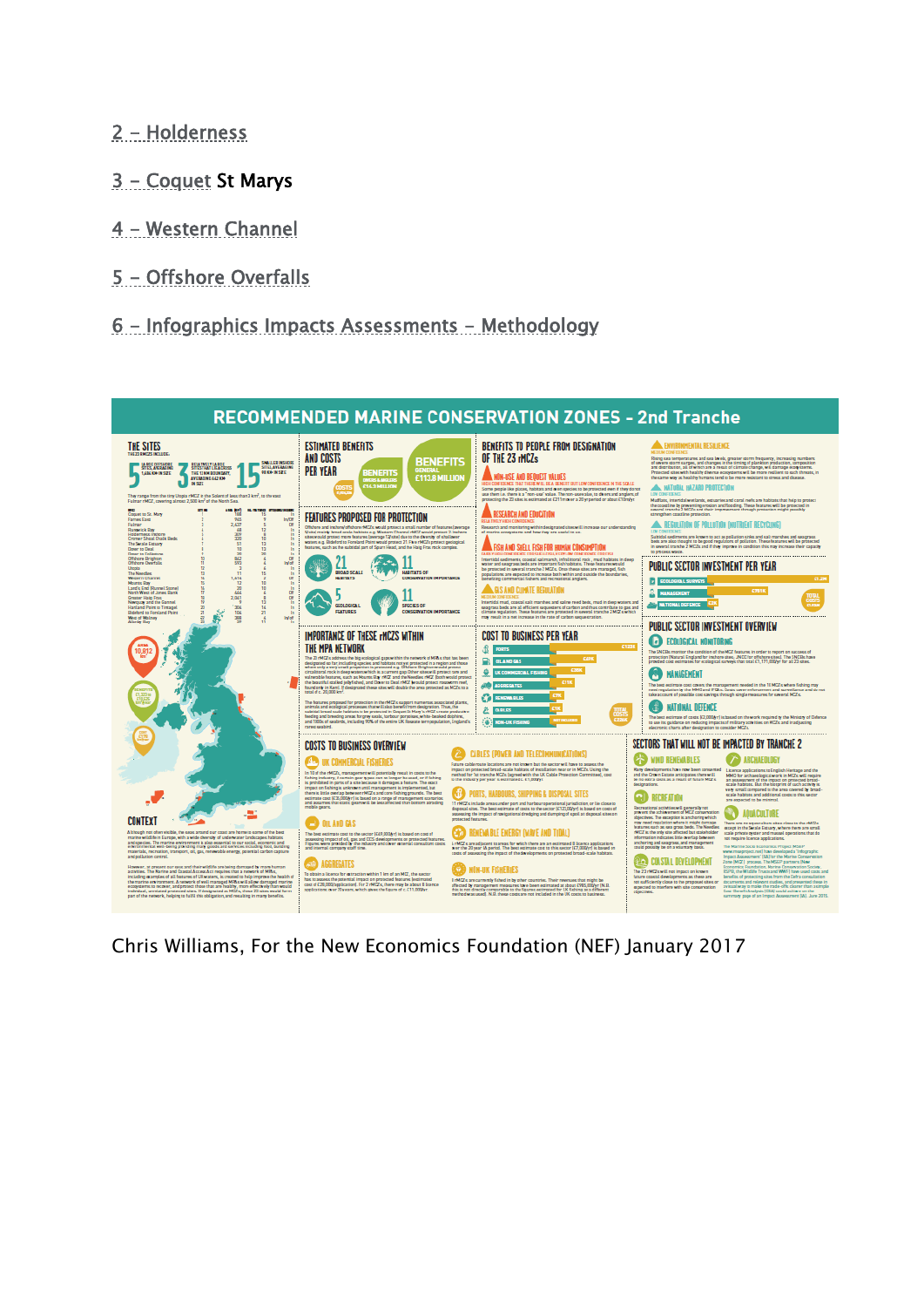2 – Holderness

3 – Coquet St Marys

4 – Western Channel

5 – Offshore Overfalls

6 – Infographics Impacts Assessments – Methodology

RECOMMENDED MARINE CONSERVATION ZONES - 2nd Tranche

Chris Williams, For the New Economics Foundation (NEF) January 2017